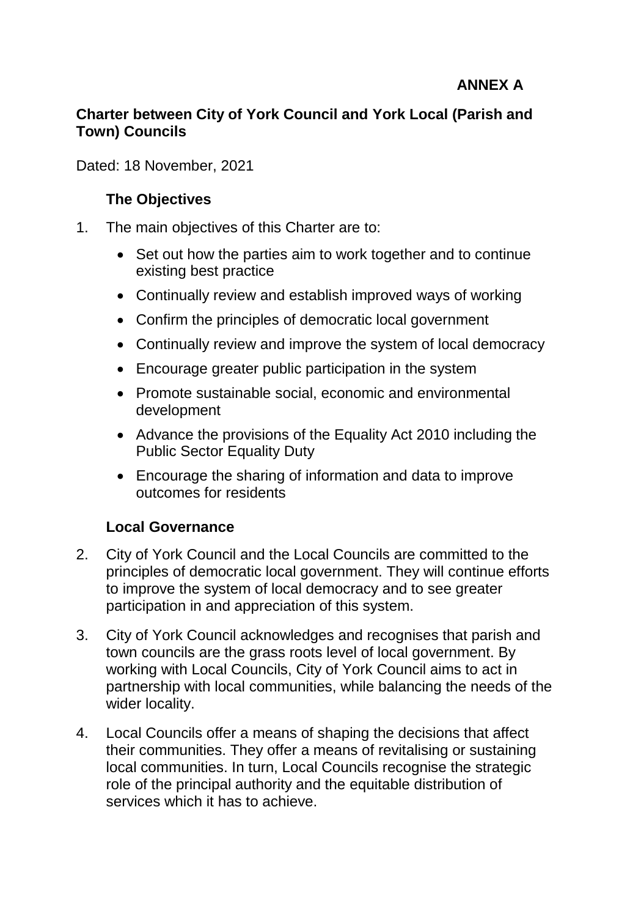**ANNEX A**

# Charter between City of York Council and York Local (Parish and Town) Councils

Dated: 18 November, 2021

## The Objectives

1. The main objectives of this Charter are to:

   - Set out how the parties aim to work together and to continue existing best practice
   - Continually review and establish improved ways of working
   - Confirm the principles of democratic local government
   - Continually review and improve the system of local democracy
   - Encourage greater public participation in the system
   - Promote sustainable social, economic and environmental development
   - Advance the provisions of the Equality Act 2010 including the Public Sector Equality Duty
   - Encourage the sharing of information and data to improve outcomes for residents

## Local Governance

2. City of York Council and the Local Councils are committed to the principles of democratic local government. They will continue efforts to improve the system of local democracy and to see greater participation in and appreciation of this system.

3. City of York Council acknowledges and recognises that parish and town councils are the grass roots level of local government. By working with Local Councils, City of York Council aims to act in partnership with local communities, while balancing the needs of the wider locality.

4. Local Councils offer a means of shaping the decisions that affect their communities. They offer a means of revitalising or sustaining local communities. In turn, Local Councils recognise the strategic role of the principal authority and the equitable distribution of services which it has to achieve.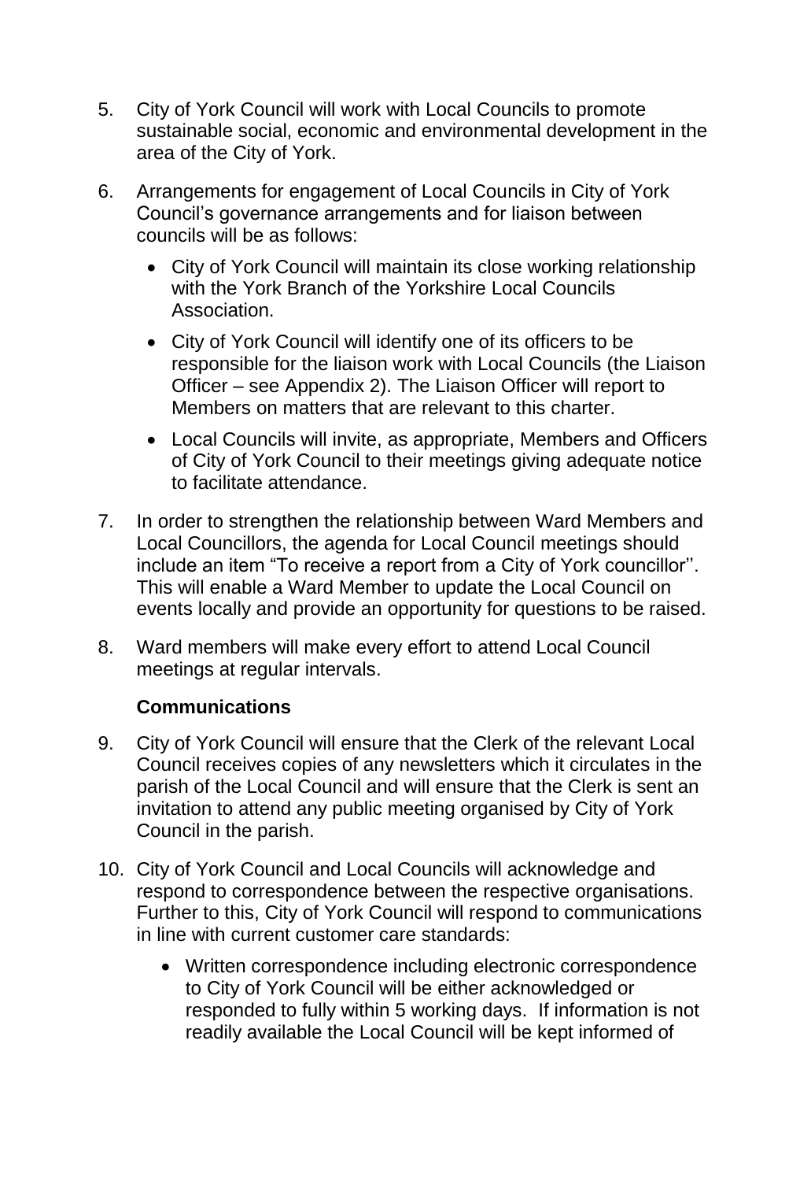5. City of York Council will work with Local Councils to promote sustainable social, economic and environmental development in the area of the City of York.

6. Arrangements for engagement of Local Councils in City of York Council's governance arrangements and for liaison between councils will be as follows:

   - City of York Council will maintain its close working relationship with the York Branch of the Yorkshire Local Councils Association.
   - City of York Council will identify one of its officers to be responsible for the liaison work with Local Councils (the Liaison Officer – see Appendix 2). The Liaison Officer will report to Members on matters that are relevant to this charter.
   - Local Councils will invite, as appropriate, Members and Officers of City of York Council to their meetings giving adequate notice to facilitate attendance.

7. In order to strengthen the relationship between Ward Members and Local Councillors, the agenda for Local Council meetings should include an item "To receive a report from a City of York councillor''. This will enable a Ward Member to update the Local Council on events locally and provide an opportunity for questions to be raised.

8. Ward members will make every effort to attend Local Council meetings at regular intervals.

**Communications**

9. City of York Council will ensure that the Clerk of the relevant Local Council receives copies of any newsletters which it circulates in the parish of the Local Council and will ensure that the Clerk is sent an invitation to attend any public meeting organised by City of York Council in the parish.

10. City of York Council and Local Councils will acknowledge and respond to correspondence between the respective organisations. Further to this, City of York Council will respond to communications in line with current customer care standards:

    - Written correspondence including electronic correspondence to City of York Council will be either acknowledged or responded to fully within 5 working days. If information is not readily available the Local Council will be kept informed of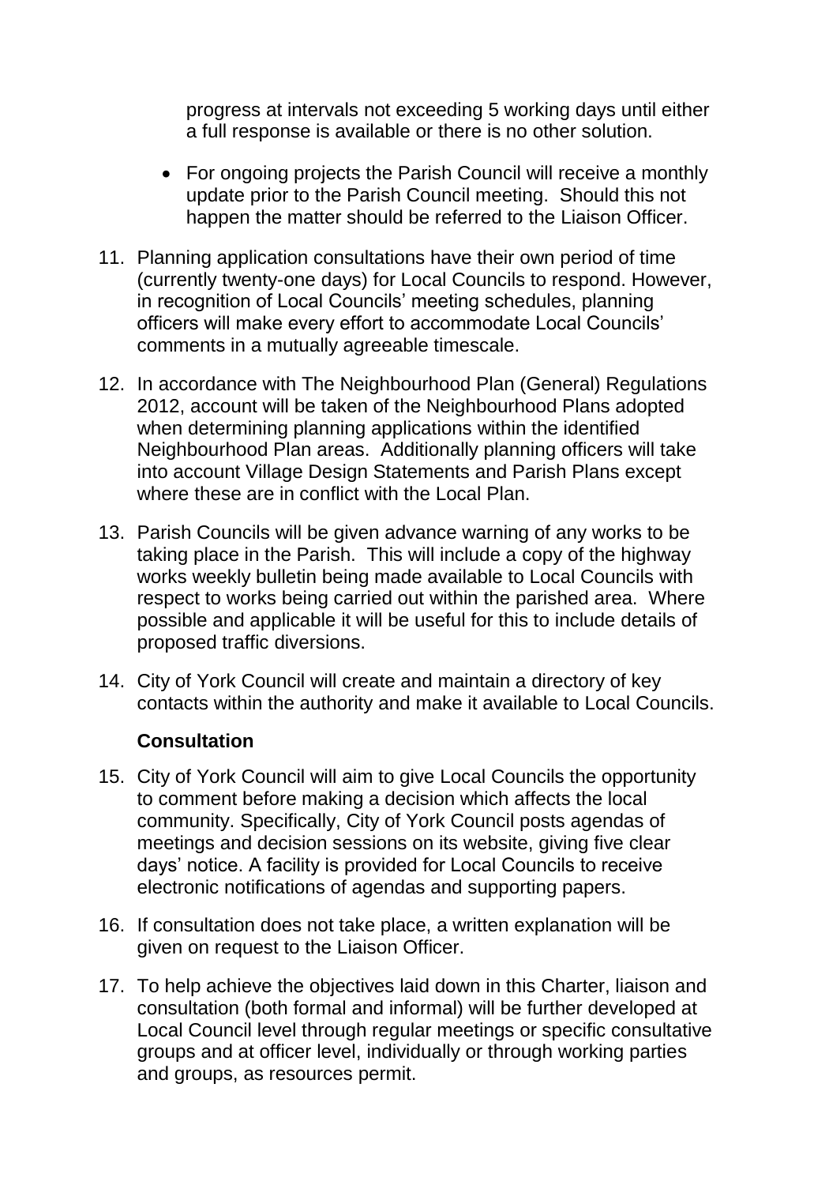progress at intervals not exceeding 5 working days until either a full response is available or there is no other solution.

- For ongoing projects the Parish Council will receive a monthly update prior to the Parish Council meeting. Should this not happen the matter should be referred to the Liaison Officer.

11. Planning application consultations have their own period of time (currently twenty-one days) for Local Councils to respond. However, in recognition of Local Councils' meeting schedules, planning officers will make every effort to accommodate Local Councils' comments in a mutually agreeable timescale.

12. In accordance with The Neighbourhood Plan (General) Regulations 2012, account will be taken of the Neighbourhood Plans adopted when determining planning applications within the identified Neighbourhood Plan areas. Additionally planning officers will take into account Village Design Statements and Parish Plans except where these are in conflict with the Local Plan.

13. Parish Councils will be given advance warning of any works to be taking place in the Parish. This will include a copy of the highway works weekly bulletin being made available to Local Councils with respect to works being carried out within the parished area. Where possible and applicable it will be useful for this to include details of proposed traffic diversions.

14. City of York Council will create and maintain a directory of key contacts within the authority and make it available to Local Councils.

**Consultation**

15. City of York Council will aim to give Local Councils the opportunity to comment before making a decision which affects the local community. Specifically, City of York Council posts agendas of meetings and decision sessions on its website, giving five clear days' notice. A facility is provided for Local Councils to receive electronic notifications of agendas and supporting papers.

16. If consultation does not take place, a written explanation will be given on request to the Liaison Officer.

17. To help achieve the objectives laid down in this Charter, liaison and consultation (both formal and informal) will be further developed at Local Council level through regular meetings or specific consultative groups and at officer level, individually or through working parties and groups, as resources permit.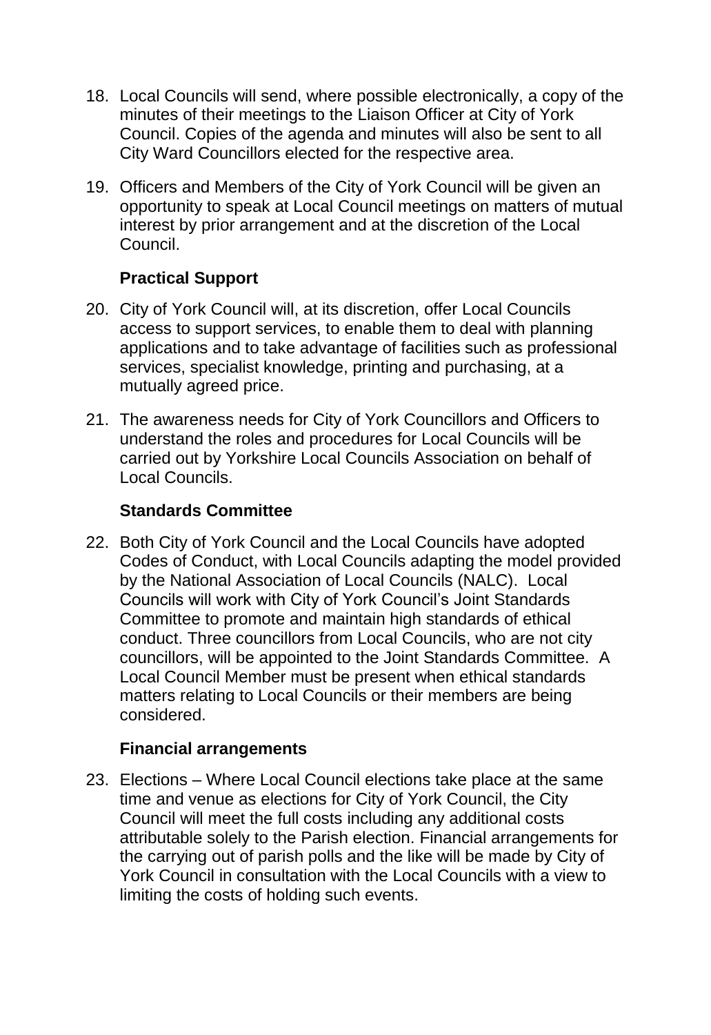18. Local Councils will send, where possible electronically, a copy of the minutes of their meetings to the Liaison Officer at City of York Council. Copies of the agenda and minutes will also be sent to all City Ward Councillors elected for the respective area.

19. Officers and Members of the City of York Council will be given an opportunity to speak at Local Council meetings on matters of mutual interest by prior arrangement and at the discretion of the Local Council.

**Practical Support**

20. City of York Council will, at its discretion, offer Local Councils access to support services, to enable them to deal with planning applications and to take advantage of facilities such as professional services, specialist knowledge, printing and purchasing, at a mutually agreed price.

21. The awareness needs for City of York Councillors and Officers to understand the roles and procedures for Local Councils will be carried out by Yorkshire Local Councils Association on behalf of Local Councils.

**Standards Committee**

22. Both City of York Council and the Local Councils have adopted Codes of Conduct, with Local Councils adapting the model provided by the National Association of Local Councils (NALC). Local Councils will work with City of York Council's Joint Standards Committee to promote and maintain high standards of ethical conduct. Three councillors from Local Councils, who are not city councillors, will be appointed to the Joint Standards Committee. A Local Council Member must be present when ethical standards matters relating to Local Councils or their members are being considered.

**Financial arrangements**

23. Elections – Where Local Council elections take place at the same time and venue as elections for City of York Council, the City Council will meet the full costs including any additional costs attributable solely to the Parish election. Financial arrangements for the carrying out of parish polls and the like will be made by City of York Council in consultation with the Local Councils with a view to limiting the costs of holding such events.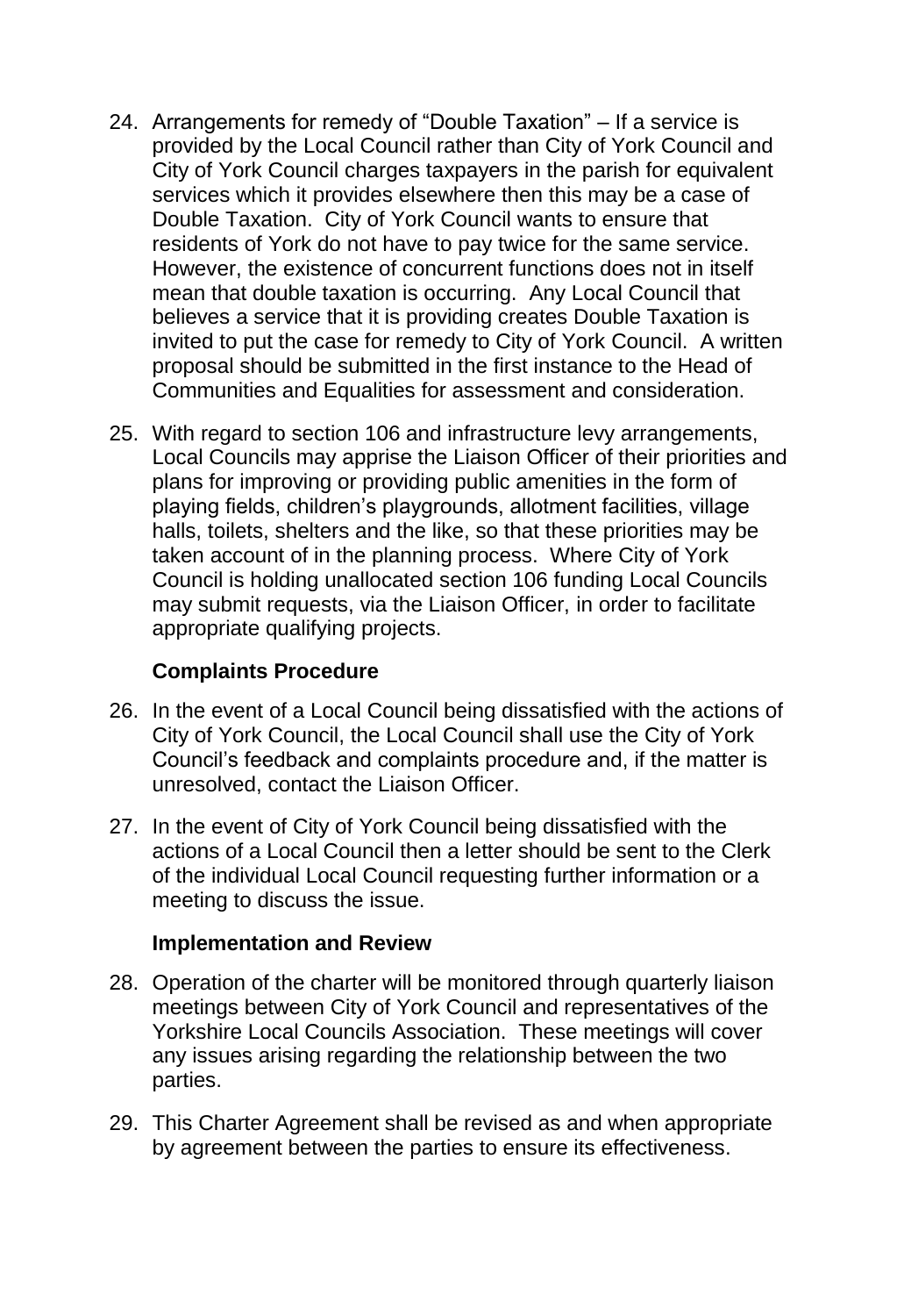24. Arrangements for remedy of “Double Taxation” – If a service is provided by the Local Council rather than City of York Council and City of York Council charges taxpayers in the parish for equivalent services which it provides elsewhere then this may be a case of Double Taxation. City of York Council wants to ensure that residents of York do not have to pay twice for the same service. However, the existence of concurrent functions does not in itself mean that double taxation is occurring. Any Local Council that believes a service that it is providing creates Double Taxation is invited to put the case for remedy to City of York Council. A written proposal should be submitted in the first instance to the Head of Communities and Equalities for assessment and consideration.

25. With regard to section 106 and infrastructure levy arrangements, Local Councils may apprise the Liaison Officer of their priorities and plans for improving or providing public amenities in the form of playing fields, children’s playgrounds, allotment facilities, village halls, toilets, shelters and the like, so that these priorities may be taken account of in the planning process. Where City of York Council is holding unallocated section 106 funding Local Councils may submit requests, via the Liaison Officer, in order to facilitate appropriate qualifying projects.

**Complaints Procedure**

26. In the event of a Local Council being dissatisfied with the actions of City of York Council, the Local Council shall use the City of York Council’s feedback and complaints procedure and, if the matter is unresolved, contact the Liaison Officer.

27. In the event of City of York Council being dissatisfied with the actions of a Local Council then a letter should be sent to the Clerk of the individual Local Council requesting further information or a meeting to discuss the issue.

**Implementation and Review**

28. Operation of the charter will be monitored through quarterly liaison meetings between City of York Council and representatives of the Yorkshire Local Councils Association. These meetings will cover any issues arising regarding the relationship between the two parties.

29. This Charter Agreement shall be revised as and when appropriate by agreement between the parties to ensure its effectiveness.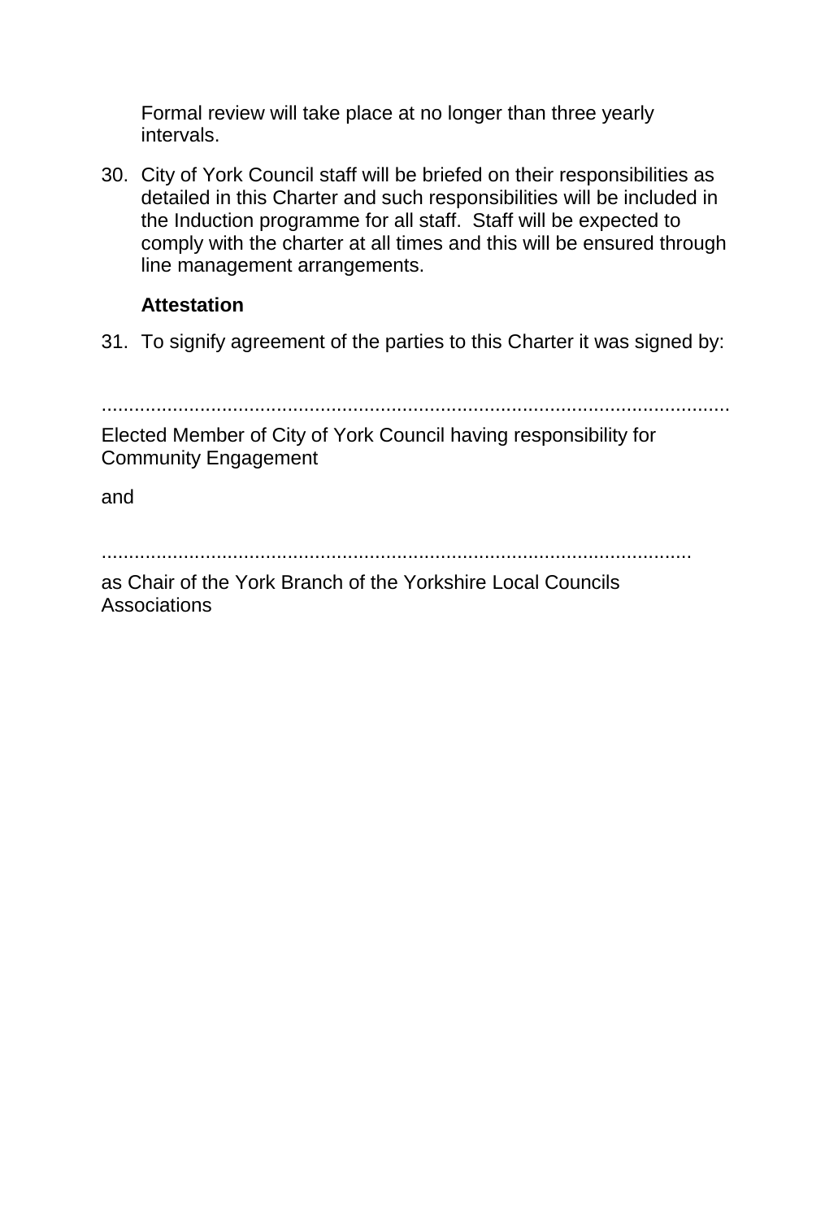Formal review will take place at no longer than three yearly intervals.

30. City of York Council staff will be briefed on their responsibilities as detailed in this Charter and such responsibilities will be included in the Induction programme for all staff. Staff will be expected to comply with the charter at all times and this will be ensured through line management arrangements.

**Attestation**

31. To signify agreement of the parties to this Charter it was signed by:

..........................................................................................................................

Elected Member of City of York Council having responsibility for Community Engagement

and

.................................................................................................................

as Chair of the York Branch of the Yorkshire Local Councils Associations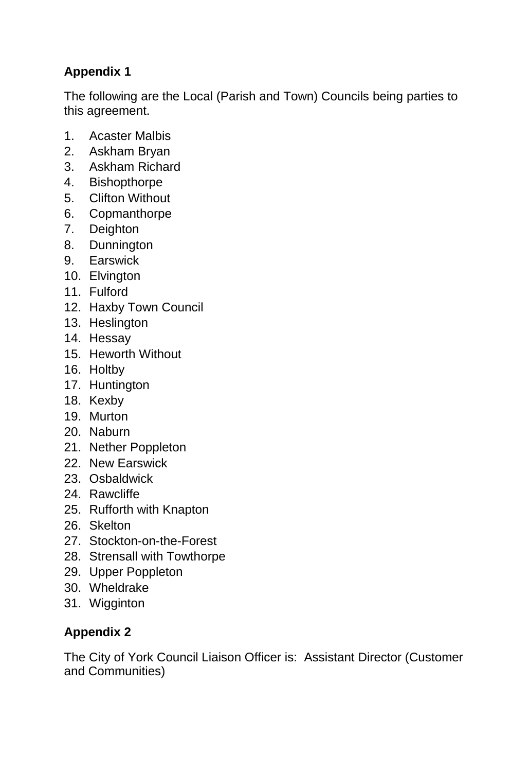**Appendix 1**

The following are the Local (Parish and Town) Councils being parties to this agreement.

1. Acaster Malbis
2. Askham Bryan
3. Askham Richard
4. Bishopthorpe
5. Clifton Without
6. Copmanthorpe
7. Deighton
8. Dunnington
9. Earswick
10. Elvington
11. Fulford
12. Haxby Town Council
13. Heslington
14. Hessay
15. Heworth Without
16. Holtby
17. Huntington
18. Kexby
19. Murton
20. Naburn
21. Nether Poppleton
22. New Earswick
23. Osbaldwick
24. Rawcliffe
25. Rufforth with Knapton
26. Skelton
27. Stockton-on-the-Forest
28. Strensall with Towthorpe
29. Upper Poppleton
30. Wheldrake
31. Wigginton

**Appendix 2**

The City of York Council Liaison Officer is: Assistant Director (Customer and Communities)